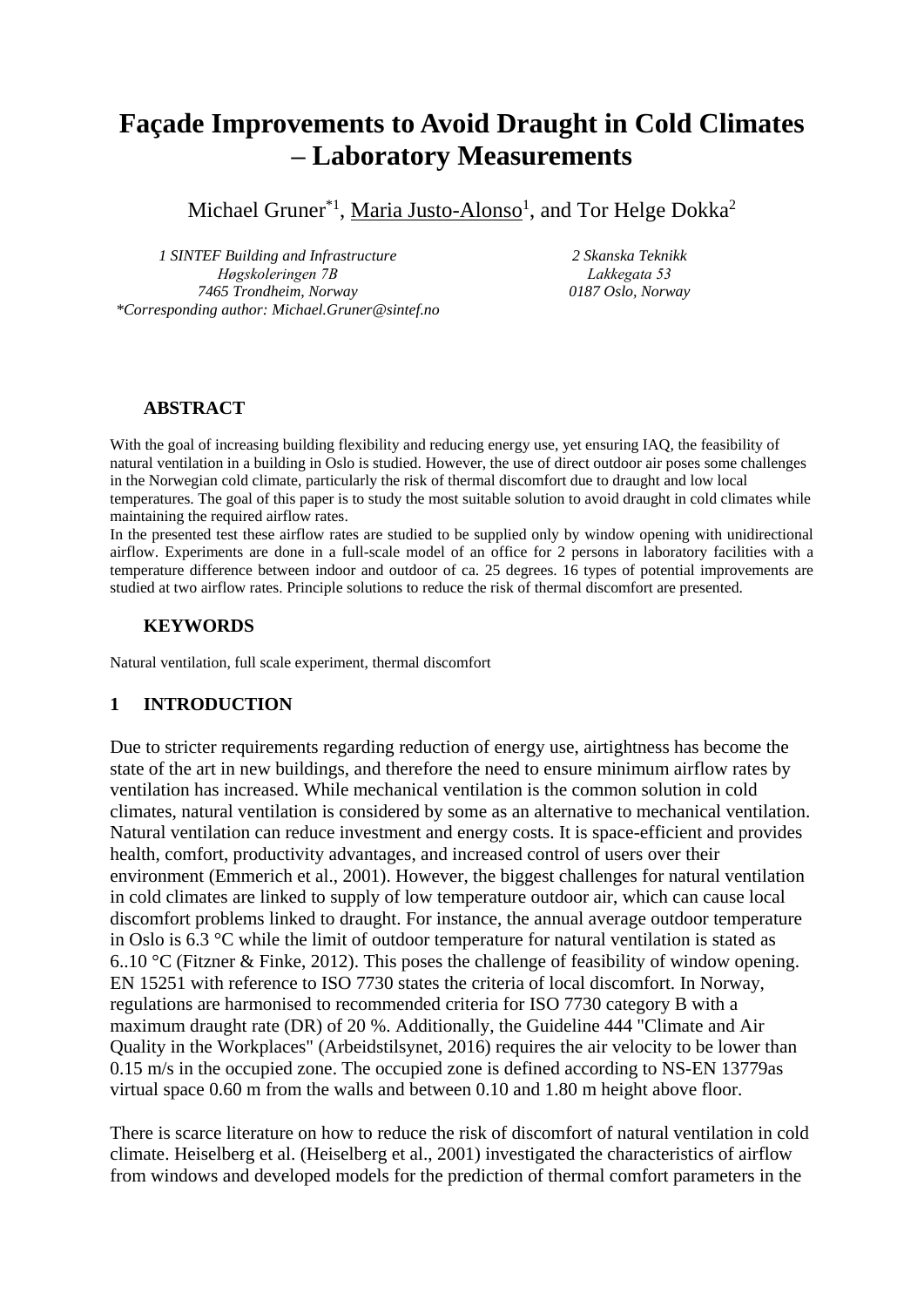# Façade Improvements to Avoid Draught in Cold Climates – Laboratory Measurements

Michael Gruner*[1], Maria Justo-Alonso[1], and Tor Helge Dokka[2]

*1 SINTEF Building and Infrastructure*
*Høgskoleringen 7B*
*7465 Trondheim, Norway*
*\*Corresponding author: Michael.Gruner@sintef.no*

*2 Skanska Teknikk*
*Lakkegata 53*
*0187 Oslo, Norway*

## ABSTRACT

With the goal of increasing building flexibility and reducing energy use, yet ensuring IAQ, the feasibility of natural ventilation in a building in Oslo is studied. However, the use of direct outdoor air poses some challenges in the Norwegian cold climate, particularly the risk of thermal discomfort due to draught and low local temperatures. The goal of this paper is to study the most suitable solution to avoid draught in cold climates while maintaining the required airflow rates.

In the presented test these airflow rates are studied to be supplied only by window opening with unidirectional airflow. Experiments are done in a full-scale model of an office for 2 persons in laboratory facilities with a temperature difference between indoor and outdoor of ca. 25 degrees. 16 types of potential improvements are studied at two airflow rates. Principle solutions to reduce the risk of thermal discomfort are presented.

## KEYWORDS

Natural ventilation, full scale experiment, thermal discomfort

## 1 INTRODUCTION

Due to stricter requirements regarding reduction of energy use, airtightness has become the state of the art in new buildings, and therefore the need to ensure minimum airflow rates by ventilation has increased. While mechanical ventilation is the common solution in cold climates, natural ventilation is considered by some as an alternative to mechanical ventilation. Natural ventilation can reduce investment and energy costs. It is space-efficient and provides health, comfort, productivity advantages, and increased control of users over their environment (Emmerich et al., 2001). However, the biggest challenges for natural ventilation in cold climates are linked to supply of low temperature outdoor air, which can cause local discomfort problems linked to draught. For instance, the annual average outdoor temperature in Oslo is 6.3 °C while the limit of outdoor temperature for natural ventilation is stated as 6..10 °C (Fitzner & Finke, 2012). This poses the challenge of feasibility of window opening. EN 15251 with reference to ISO 7730 states the criteria of local discomfort. In Norway, regulations are harmonised to recommended criteria for ISO 7730 category B with a maximum draught rate (DR) of 20 %. Additionally, the Guideline 444 "Climate and Air Quality in the Workplaces" (Arbeidstilsynet, 2016) requires the air velocity to be lower than 0.15 m/s in the occupied zone. The occupied zone is defined according to NS-EN 13779as virtual space 0.60 m from the walls and between 0.10 and 1.80 m height above floor.

There is scarce literature on how to reduce the risk of discomfort of natural ventilation in cold climate. Heiselberg et al. (Heiselberg et al., 2001) investigated the characteristics of airflow from windows and developed models for the prediction of thermal comfort parameters in the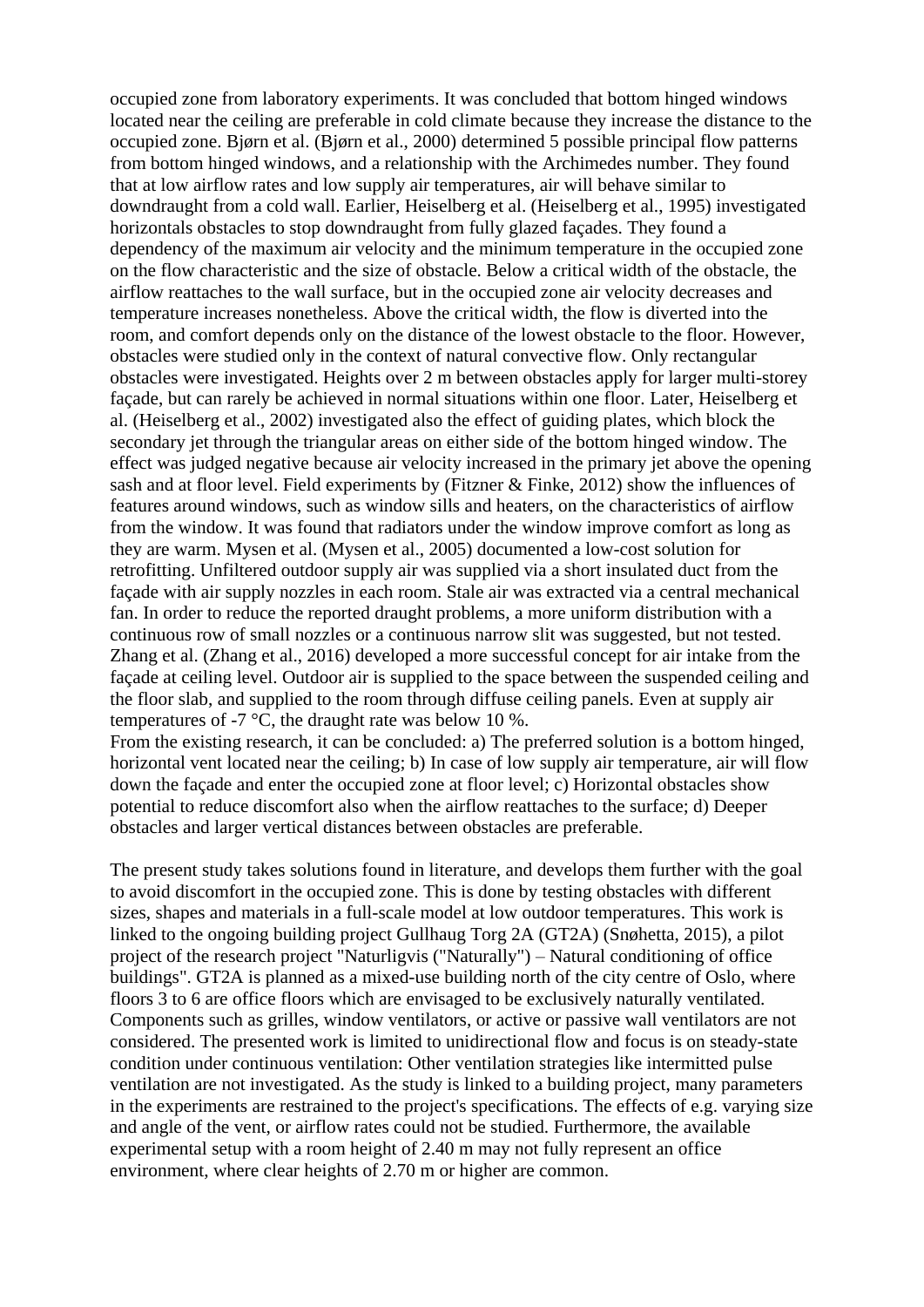occupied zone from laboratory experiments. It was concluded that bottom hinged windows located near the ceiling are preferable in cold climate because they increase the distance to the occupied zone. Bjørn et al. (Bjørn et al., 2000) determined 5 possible principal flow patterns from bottom hinged windows, and a relationship with the Archimedes number. They found that at low airflow rates and low supply air temperatures, air will behave similar to downdraught from a cold wall. Earlier, Heiselberg et al. (Heiselberg et al., 1995) investigated horizontals obstacles to stop downdraught from fully glazed façades. They found a dependency of the maximum air velocity and the minimum temperature in the occupied zone on the flow characteristic and the size of obstacle. Below a critical width of the obstacle, the airflow reattaches to the wall surface, but in the occupied zone air velocity decreases and temperature increases nonetheless. Above the critical width, the flow is diverted into the room, and comfort depends only on the distance of the lowest obstacle to the floor. However, obstacles were studied only in the context of natural convective flow. Only rectangular obstacles were investigated. Heights over 2 m between obstacles apply for larger multi-storey façade, but can rarely be achieved in normal situations within one floor. Later, Heiselberg et al. (Heiselberg et al., 2002) investigated also the effect of guiding plates, which block the secondary jet through the triangular areas on either side of the bottom hinged window. The effect was judged negative because air velocity increased in the primary jet above the opening sash and at floor level. Field experiments by (Fitzner & Finke, 2012) show the influences of features around windows, such as window sills and heaters, on the characteristics of airflow from the window. It was found that radiators under the window improve comfort as long as they are warm. Mysen et al. (Mysen et al., 2005) documented a low-cost solution for retrofitting. Unfiltered outdoor supply air was supplied via a short insulated duct from the façade with air supply nozzles in each room. Stale air was extracted via a central mechanical fan. In order to reduce the reported draught problems, a more uniform distribution with a continuous row of small nozzles or a continuous narrow slit was suggested, but not tested. Zhang et al. (Zhang et al., 2016) developed a more successful concept for air intake from the façade at ceiling level. Outdoor air is supplied to the space between the suspended ceiling and the floor slab, and supplied to the room through diffuse ceiling panels. Even at supply air temperatures of -7 °C, the draught rate was below 10 %.
From the existing research, it can be concluded: a) The preferred solution is a bottom hinged, horizontal vent located near the ceiling; b) In case of low supply air temperature, air will flow down the façade and enter the occupied zone at floor level; c) Horizontal obstacles show potential to reduce discomfort also when the airflow reattaches to the surface; d) Deeper obstacles and larger vertical distances between obstacles are preferable.

The present study takes solutions found in literature, and develops them further with the goal to avoid discomfort in the occupied zone. This is done by testing obstacles with different sizes, shapes and materials in a full-scale model at low outdoor temperatures. This work is linked to the ongoing building project Gullhaug Torg 2A (GT2A) (Snøhetta, 2015), a pilot project of the research project "Naturligvis ("Naturally") – Natural conditioning of office buildings". GT2A is planned as a mixed-use building north of the city centre of Oslo, where floors 3 to 6 are office floors which are envisaged to be exclusively naturally ventilated. Components such as grilles, window ventilators, or active or passive wall ventilators are not considered. The presented work is limited to unidirectional flow and focus is on steady-state condition under continuous ventilation: Other ventilation strategies like intermitted pulse ventilation are not investigated. As the study is linked to a building project, many parameters in the experiments are restrained to the project's specifications. The effects of e.g. varying size and angle of the vent, or airflow rates could not be studied. Furthermore, the available experimental setup with a room height of 2.40 m may not fully represent an office environment, where clear heights of 2.70 m or higher are common.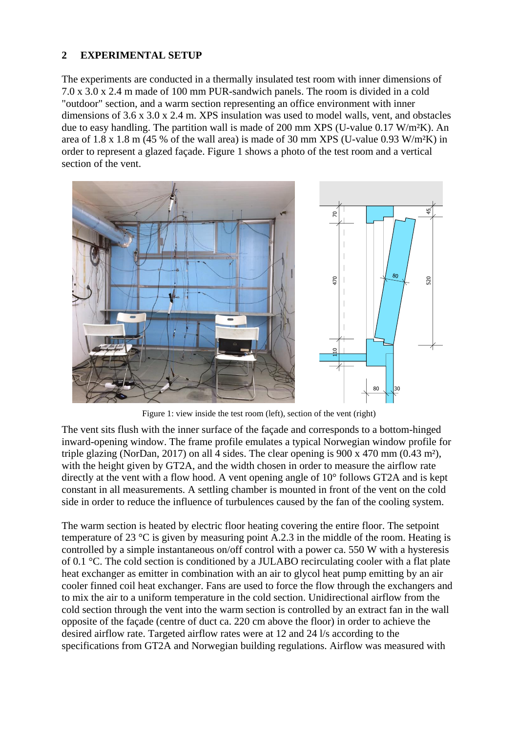## 2 EXPERIMENTAL SETUP

The experiments are conducted in a thermally insulated test room with inner dimensions of 7.0 x 3.0 x 2.4 m made of 100 mm PUR-sandwich panels. The room is divided in a cold "outdoor" section, and a warm section representing an office environment with inner dimensions of 3.6 x 3.0 x 2.4 m. XPS insulation was used to model walls, vent, and obstacles due to easy handling. The partition wall is made of 200 mm XPS (U-value 0.17 W/m²K). An area of 1.8 x 1.8 m (45 % of the wall area) is made of 30 mm XPS (U-value 0.93 W/m²K) in order to represent a glazed façade. Figure 1 shows a photo of the test room and a vertical section of the vent.

Figure 1: view inside the test room (left), section of the vent (right)

The vent sits flush with the inner surface of the façade and corresponds to a bottom-hinged inward-opening window. The frame profile emulates a typical Norwegian window profile for triple glazing (NorDan, 2017) on all 4 sides. The clear opening is 900 x 470 mm (0.43 m²), with the height given by GT2A, and the width chosen in order to measure the airflow rate directly at the vent with a flow hood. A vent opening angle of 10° follows GT2A and is kept constant in all measurements. A settling chamber is mounted in front of the vent on the cold side in order to reduce the influence of turbulences caused by the fan of the cooling system.

The warm section is heated by electric floor heating covering the entire floor. The setpoint temperature of 23 °C is given by measuring point A.2.3 in the middle of the room. Heating is controlled by a simple instantaneous on/off control with a power ca. 550 W with a hysteresis of 0.1 °C. The cold section is conditioned by a JULABO recirculating cooler with a flat plate heat exchanger as emitter in combination with an air to glycol heat pump emitting by an air cooler finned coil heat exchanger. Fans are used to force the flow through the exchangers and to mix the air to a uniform temperature in the cold section. Unidirectional airflow from the cold section through the vent into the warm section is controlled by an extract fan in the wall opposite of the façade (centre of duct ca. 220 cm above the floor) in order to achieve the desired airflow rate. Targeted airflow rates were at 12 and 24 l/s according to the specifications from GT2A and Norwegian building regulations. Airflow was measured with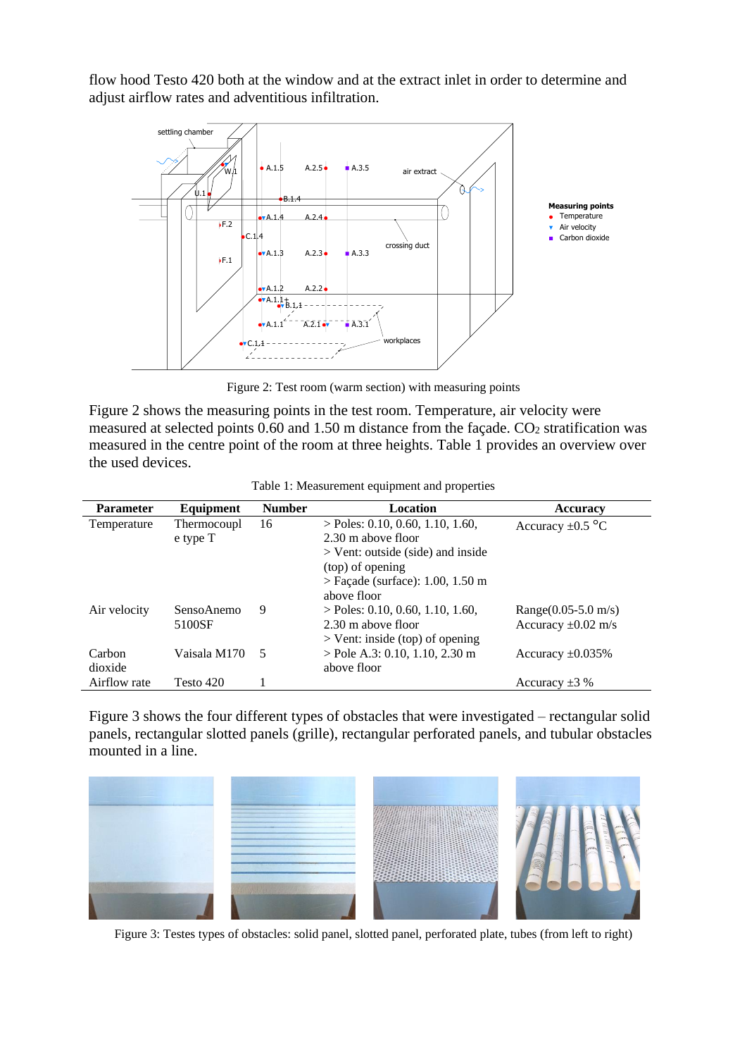flow hood Testo 420 both at the window and at the extract inlet in order to determine and adjust airflow rates and adventitious infiltration.

Figure 2: Test room (warm section) with measuring points

Figure 2 shows the measuring points in the test room. Temperature, air velocity were measured at selected points 0.60 and 1.50 m distance from the façade. $CO_2$ stratification was measured in the centre point of the room at three heights. Table 1 provides an overview over the used devices.

Table 1: Measurement equipment and properties

| Parameter | Equipment | Number | Location | Accuracy |
|---|---|---|---|---|
| Temperature | Thermocouple type T | 16 | > Poles: 0.10, 0.60, 1.10, 1.60, 2.30 m above floor<br>> Vent: outside (side) and inside (top) of opening<br>> Façade (surface): 1.00, 1.50 m above floor | Accuracy ±0.5 °C |
| Air velocity | SensoAnemo 5100SF | 9 | > Poles: 0.10, 0.60, 1.10, 1.60, 2.30 m above floor<br>> Vent: inside (top) of opening | Range(0.05-5.0 m/s)<br>Accuracy ±0.02 m/s |
| Carbon dioxide | Vaisala M170 | 5 | > Pole A.3: 0.10, 1.10, 2.30 m above floor | Accuracy ±0.035% |
| Airflow rate | Testo 420 | 1 | | Accuracy ±3 % |

Figure 3 shows the four different types of obstacles that were investigated – rectangular solid panels, rectangular slotted panels (grille), rectangular perforated panels, and tubular obstacles mounted in a line.

Figure 3: Testes types of obstacles: solid panel, slotted panel, perforated plate, tubes (from left to right)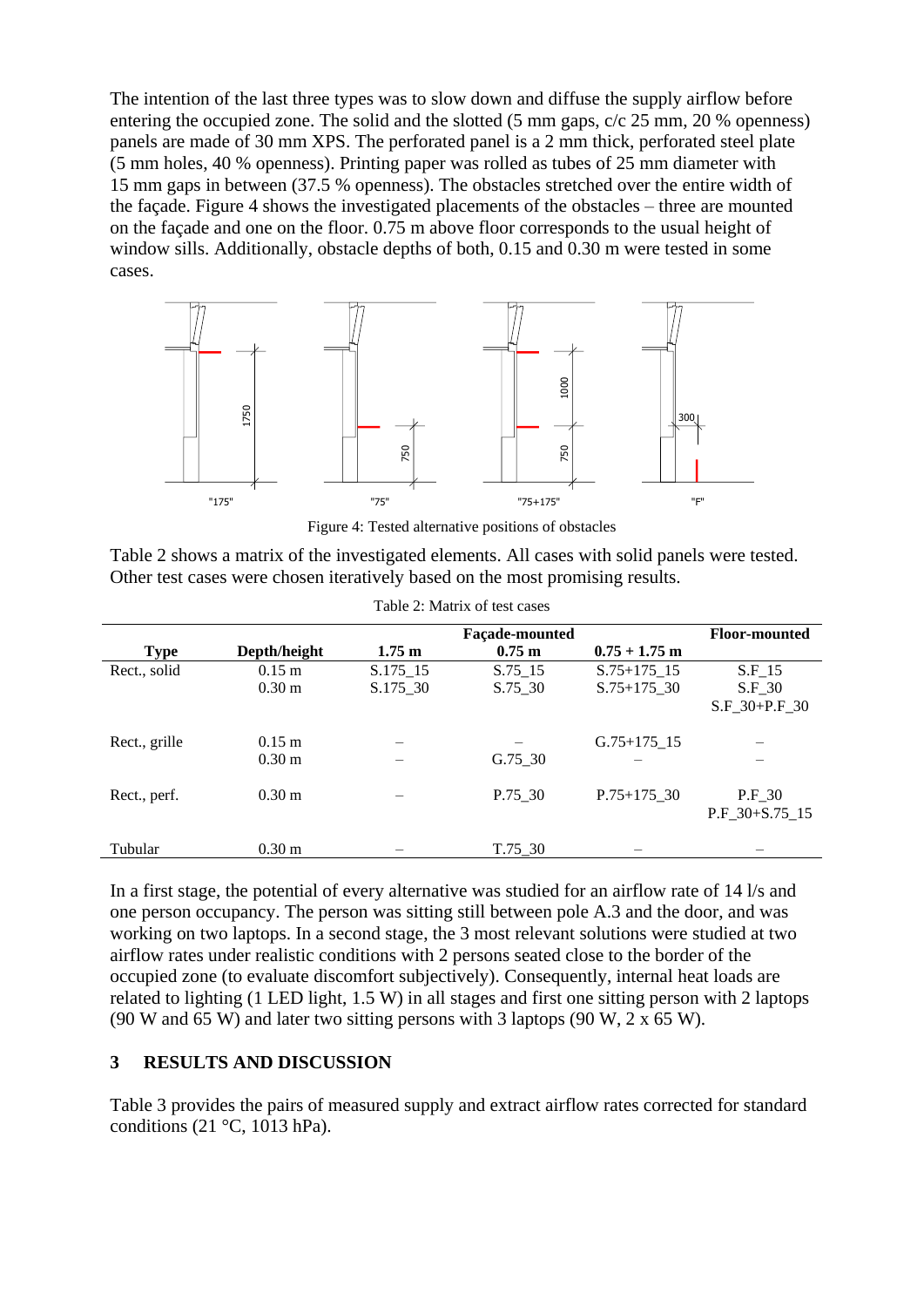The intention of the last three types was to slow down and diffuse the supply airflow before entering the occupied zone. The solid and the slotted (5 mm gaps, c/c 25 mm, 20 % openness) panels are made of 30 mm XPS. The perforated panel is a 2 mm thick, perforated steel plate (5 mm holes, 40 % openness). Printing paper was rolled as tubes of 25 mm diameter with 15 mm gaps in between (37.5 % openness). The obstacles stretched over the entire width of the façade. Figure 4 shows the investigated placements of the obstacles – three are mounted on the façade and one on the floor. 0.75 m above floor corresponds to the usual height of window sills. Additionally, obstacle depths of both, 0.15 and 0.30 m were tested in some cases.

Figure 4: Tested alternative positions of obstacles

Table 2 shows a matrix of the investigated elements. All cases with solid panels were tested. Other test cases were chosen iteratively based on the most promising results.

Table 2: Matrix of test cases

| Type | Depth/height | Façade-mounted 1.75 m | Façade-mounted 0.75 m | Façade-mounted 0.75 + 1.75 m | Floor-mounted |
|---|---|---|---|---|---|
| Rect., solid | 0.15 m | S.175_15 | S.75_15 | S.75+175_15 | S.F_15 |
| | 0.30 m | S.175_30 | S.75_30 | S.75+175_30 | S.F_30 |
| | | | | | S.F_30+P.F_30 |
| Rect., grille | 0.15 m | – | – | G.75+175_15 | – |
| | 0.30 m | – | G.75_30 | – | – |
| Rect., perf. | 0.30 m | – | P.75_30 | P.75+175_30 | P.F_30 |
| | | | | | P.F_30+S.75_15 |
| Tubular | 0.30 m | – | T.75_30 | – | – |

In a first stage, the potential of every alternative was studied for an airflow rate of 14 l/s and one person occupancy. The person was sitting still between pole A.3 and the door, and was working on two laptops. In a second stage, the 3 most relevant solutions were studied at two airflow rates under realistic conditions with 2 persons seated close to the border of the occupied zone (to evaluate discomfort subjectively). Consequently, internal heat loads are related to lighting (1 LED light, 1.5 W) in all stages and first one sitting person with 2 laptops (90 W and 65 W) and later two sitting persons with 3 laptops (90 W, 2 x 65 W).

## 3 RESULTS AND DISCUSSION

Table 3 provides the pairs of measured supply and extract airflow rates corrected for standard conditions (21 °C, 1013 hPa).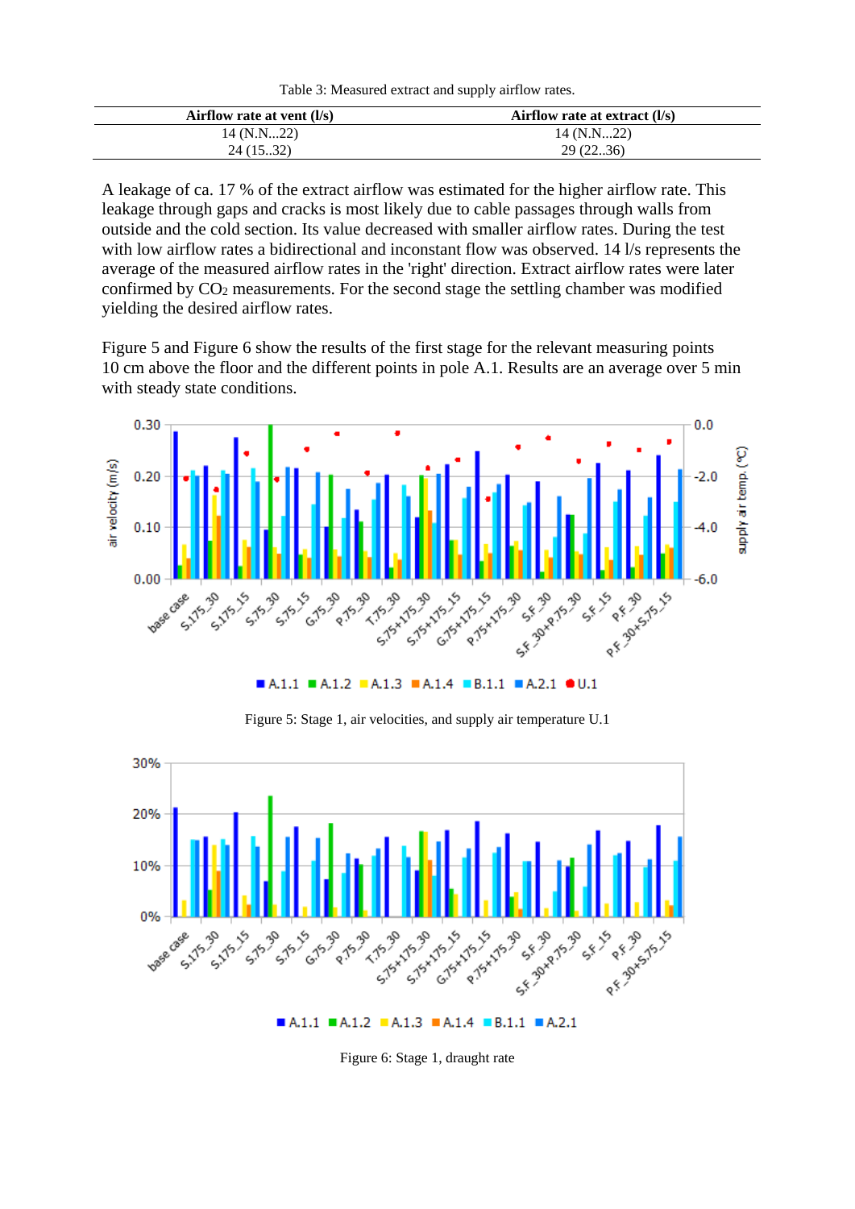Table 3: Measured extract and supply airflow rates.

| Airflow rate at vent (l/s) | Airflow rate at extract (l/s) |
|---|---|
| 14 (N.N...22) | 14 (N.N...22) |
| 24 (15..32) | 29 (22..36) |

A leakage of ca. 17 % of the extract airflow was estimated for the higher airflow rate. This leakage through gaps and cracks is most likely due to cable passages through walls from outside and the cold section. Its value decreased with smaller airflow rates. During the test with low airflow rates a bidirectional and inconstant flow was observed. 14 l/s represents the average of the measured airflow rates in the 'right' direction. Extract airflow rates were later confirmed by $CO_2$ measurements. For the second stage the settling chamber was modified yielding the desired airflow rates.

Figure 5 and Figure 6 show the results of the first stage for the relevant measuring points 10 cm above the floor and the different points in pole A.1. Results are an average over 5 min with steady state conditions.

Figure 5: Stage 1, air velocities, and supply air temperature U.1

Figure 6: Stage 1, draught rate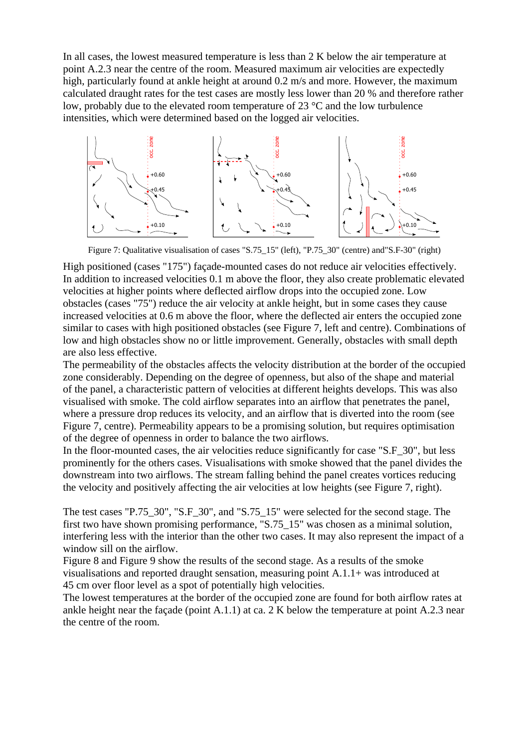In all cases, the lowest measured temperature is less than 2 K below the air temperature at point A.2.3 near the centre of the room. Measured maximum air velocities are expectedly high, particularly found at ankle height at around 0.2 m/s and more. However, the maximum calculated draught rates for the test cases are mostly less lower than 20 % and therefore rather low, probably due to the elevated room temperature of 23 °C and the low turbulence intensities, which were determined based on the logged air velocities.

Figure 7: Qualitative visualisation of cases "S.75_15" (left), "P.75_30" (centre) and"S.F-30" (right)

High positioned (cases "175") façade-mounted cases do not reduce air velocities effectively. In addition to increased velocities 0.1 m above the floor, they also create problematic elevated velocities at higher points where deflected airflow drops into the occupied zone. Low obstacles (cases "75") reduce the air velocity at ankle height, but in some cases they cause increased velocities at 0.6 m above the floor, where the deflected air enters the occupied zone similar to cases with high positioned obstacles (see Figure 7, left and centre). Combinations of low and high obstacles show no or little improvement. Generally, obstacles with small depth are also less effective.

The permeability of the obstacles affects the velocity distribution at the border of the occupied zone considerably. Depending on the degree of openness, but also of the shape and material of the panel, a characteristic pattern of velocities at different heights develops. This was also visualised with smoke. The cold airflow separates into an airflow that penetrates the panel, where a pressure drop reduces its velocity, and an airflow that is diverted into the room (see Figure 7, centre). Permeability appears to be a promising solution, but requires optimisation of the degree of openness in order to balance the two airflows.

In the floor-mounted cases, the air velocities reduce significantly for case "S.F_30", but less prominently for the others cases. Visualisations with smoke showed that the panel divides the downstream into two airflows. The stream falling behind the panel creates vortices reducing the velocity and positively affecting the air velocities at low heights (see Figure 7, right).

The test cases "P.75_30", "S.F_30", and "S.75_15" were selected for the second stage. The first two have shown promising performance, "S.75_15" was chosen as a minimal solution, interfering less with the interior than the other two cases. It may also represent the impact of a window sill on the airflow.

Figure 8 and Figure 9 show the results of the second stage. As a results of the smoke visualisations and reported draught sensation, measuring point A.1.1+ was introduced at 45 cm over floor level as a spot of potentially high velocities.

The lowest temperatures at the border of the occupied zone are found for both airflow rates at ankle height near the façade (point A.1.1) at ca. 2 K below the temperature at point A.2.3 near the centre of the room.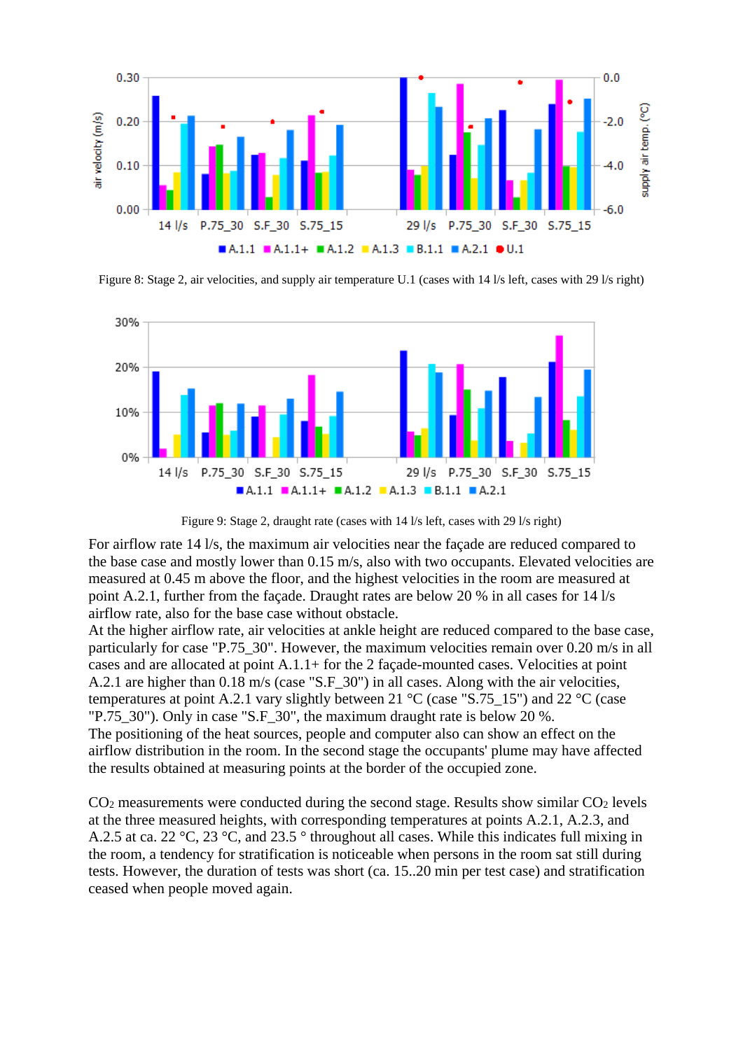Figure 8: Stage 2, air velocities, and supply air temperature U.1 (cases with 14 l/s left, cases with 29 l/s right)

Figure 9: Stage 2, draught rate (cases with 14 l/s left, cases with 29 l/s right)

For airflow rate 14 l/s, the maximum air velocities near the façade are reduced compared to the base case and mostly lower than 0.15 m/s, also with two occupants. Elevated velocities are measured at 0.45 m above the floor, and the highest velocities in the room are measured at point A.2.1, further from the façade. Draught rates are below 20 % in all cases for 14 l/s airflow rate, also for the base case without obstacle.

At the higher airflow rate, air velocities at ankle height are reduced compared to the base case, particularly for case "P.75_30". However, the maximum velocities remain over 0.20 m/s in all cases and are allocated at point A.1.1+ for the 2 façade-mounted cases. Velocities at point A.2.1 are higher than 0.18 m/s (case "S.F_30") in all cases. Along with the air velocities, temperatures at point A.2.1 vary slightly between 21 °C (case "S.75_15") and 22 °C (case "P.75_30"). Only in case "S.F_30", the maximum draught rate is below 20 %.

The positioning of the heat sources, people and computer also can show an effect on the airflow distribution in the room. In the second stage the occupants' plume may have affected the results obtained at measuring points at the border of the occupied zone.

$CO_2$ measurements were conducted during the second stage. Results show similar $CO_2$ levels at the three measured heights, with corresponding temperatures at points A.2.1, A.2.3, and A.2.5 at ca. 22 °C, 23 °C, and 23.5 ° throughout all cases. While this indicates full mixing in the room, a tendency for stratification is noticeable when persons in the room sat still during tests. However, the duration of tests was short (ca. 15..20 min per test case) and stratification ceased when people moved again.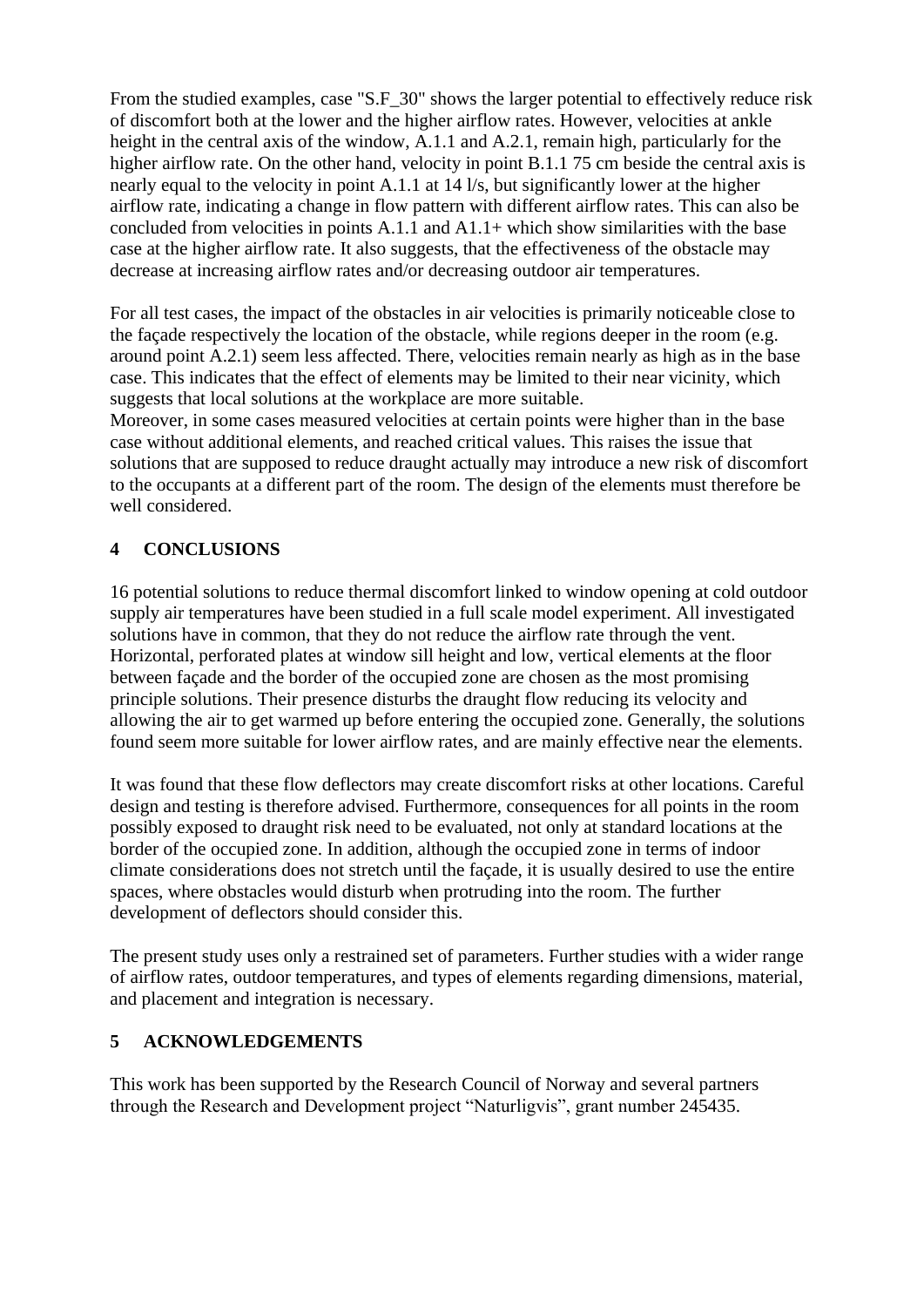From the studied examples, case "S.F_30" shows the larger potential to effectively reduce risk of discomfort both at the lower and the higher airflow rates. However, velocities at ankle height in the central axis of the window, A.1.1 and A.2.1, remain high, particularly for the higher airflow rate. On the other hand, velocity in point B.1.1 75 cm beside the central axis is nearly equal to the velocity in point A.1.1 at 14 l/s, but significantly lower at the higher airflow rate, indicating a change in flow pattern with different airflow rates. This can also be concluded from velocities in points A.1.1 and A1.1+ which show similarities with the base case at the higher airflow rate. It also suggests, that the effectiveness of the obstacle may decrease at increasing airflow rates and/or decreasing outdoor air temperatures.

For all test cases, the impact of the obstacles in air velocities is primarily noticeable close to the façade respectively the location of the obstacle, while regions deeper in the room (e.g. around point A.2.1) seem less affected. There, velocities remain nearly as high as in the base case. This indicates that the effect of elements may be limited to their near vicinity, which suggests that local solutions at the workplace are more suitable.
Moreover, in some cases measured velocities at certain points were higher than in the base case without additional elements, and reached critical values. This raises the issue that solutions that are supposed to reduce draught actually may introduce a new risk of discomfort to the occupants at a different part of the room. The design of the elements must therefore be well considered.

## 4 CONCLUSIONS

16 potential solutions to reduce thermal discomfort linked to window opening at cold outdoor supply air temperatures have been studied in a full scale model experiment. All investigated solutions have in common, that they do not reduce the airflow rate through the vent. Horizontal, perforated plates at window sill height and low, vertical elements at the floor between façade and the border of the occupied zone are chosen as the most promising principle solutions. Their presence disturbs the draught flow reducing its velocity and allowing the air to get warmed up before entering the occupied zone. Generally, the solutions found seem more suitable for lower airflow rates, and are mainly effective near the elements.

It was found that these flow deflectors may create discomfort risks at other locations. Careful design and testing is therefore advised. Furthermore, consequences for all points in the room possibly exposed to draught risk need to be evaluated, not only at standard locations at the border of the occupied zone. In addition, although the occupied zone in terms of indoor climate considerations does not stretch until the façade, it is usually desired to use the entire spaces, where obstacles would disturb when protruding into the room. The further development of deflectors should consider this.

The present study uses only a restrained set of parameters. Further studies with a wider range of airflow rates, outdoor temperatures, and types of elements regarding dimensions, material, and placement and integration is necessary.

## 5 ACKNOWLEDGEMENTS

This work has been supported by the Research Council of Norway and several partners through the Research and Development project “Naturligvis”, grant number 245435.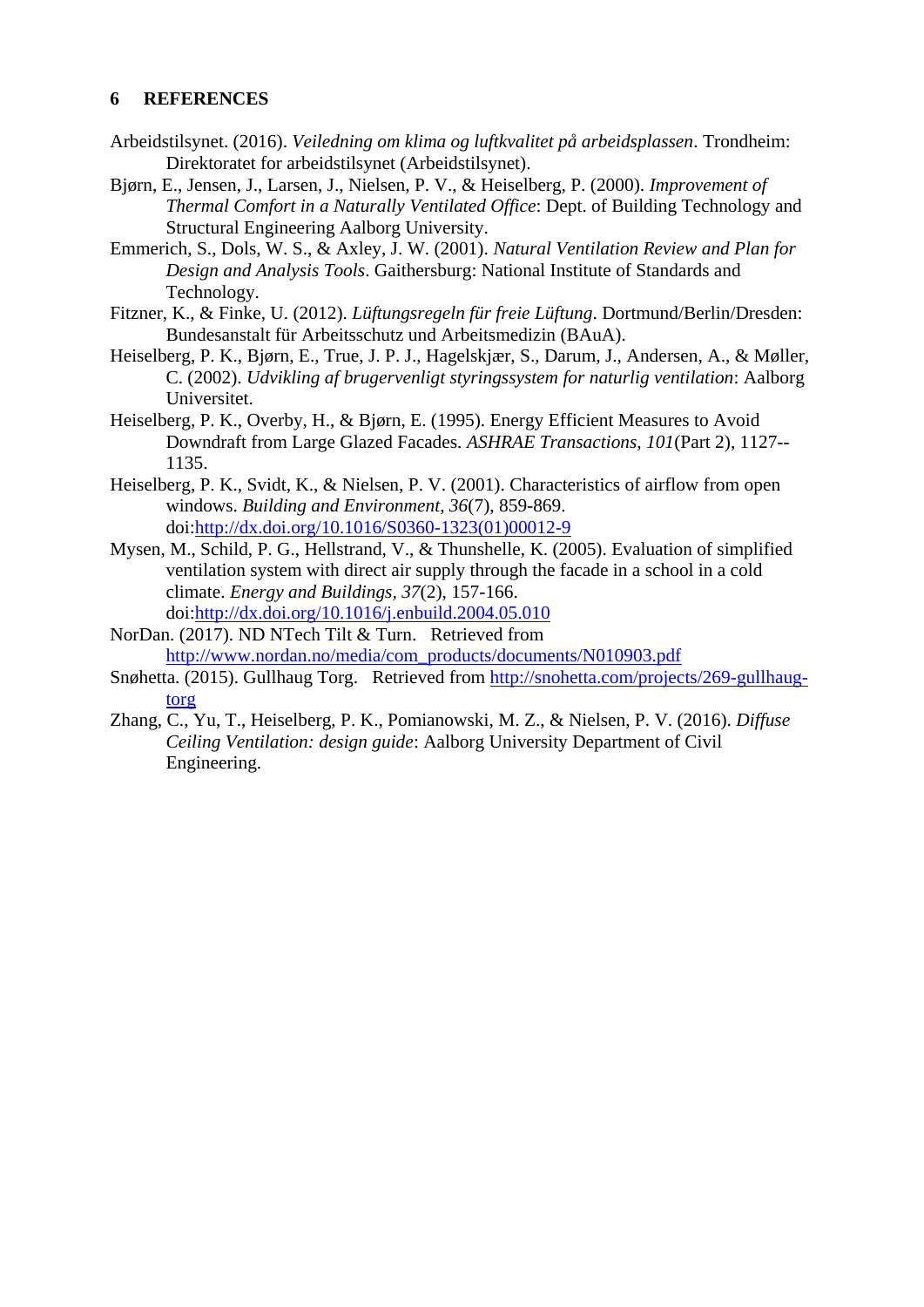# 6 REFERENCES

Arbeidstilsynet. (2016). *Veiledning om klima og luftkvalitet på arbeidsplassen*. Trondheim: Direktoratet for arbeidstilsynet (Arbeidstilsynet).

Bjørn, E., Jensen, J., Larsen, J., Nielsen, P. V., & Heiselberg, P. (2000). *Improvement of Thermal Comfort in a Naturally Ventilated Office*: Dept. of Building Technology and Structural Engineering Aalborg University.

Emmerich, S., Dols, W. S., & Axley, J. W. (2001). *Natural Ventilation Review and Plan for Design and Analysis Tools*. Gaithersburg: National Institute of Standards and Technology.

Fitzner, K., & Finke, U. (2012). *Lüftungsregeln für freie Lüftung*. Dortmund/Berlin/Dresden: Bundesanstalt für Arbeitsschutz und Arbeitsmedizin (BAuA).

Heiselberg, P. K., Bjørn, E., True, J. P. J., Hagelskjær, S., Darum, J., Andersen, A., & Møller, C. (2002). *Udvikling af brugervenligt styringssystem for naturlig ventilation*: Aalborg Universitet.

Heiselberg, P. K., Overby, H., & Bjørn, E. (1995). Energy Efficient Measures to Avoid Downdraft from Large Glazed Facades. *ASHRAE Transactions*, *101*(Part 2), 1127--1135.

Heiselberg, P. K., Svidt, K., & Nielsen, P. V. (2001). Characteristics of airflow from open windows. *Building and Environment*, *36*(7), 859-869. doi:http://dx.doi.org/10.1016/S0360-1323(01)00012-9

Mysen, M., Schild, P. G., Hellstrand, V., & Thunshelle, K. (2005). Evaluation of simplified ventilation system with direct air supply through the facade in a school in a cold climate. *Energy and Buildings*, *37*(2), 157-166. doi:http://dx.doi.org/10.1016/j.enbuild.2004.05.010

NorDan. (2017). ND NTech Tilt & Turn. Retrieved from http://www.nordan.no/media/com_products/documents/N010903.pdf

Snøhetta. (2015). Gullhaug Torg. Retrieved from http://snohetta.com/projects/269-gullhaug-torg

Zhang, C., Yu, T., Heiselberg, P. K., Pomianowski, M. Z., & Nielsen, P. V. (2016). *Diffuse Ceiling Ventilation: design guide*: Aalborg University Department of Civil Engineering.